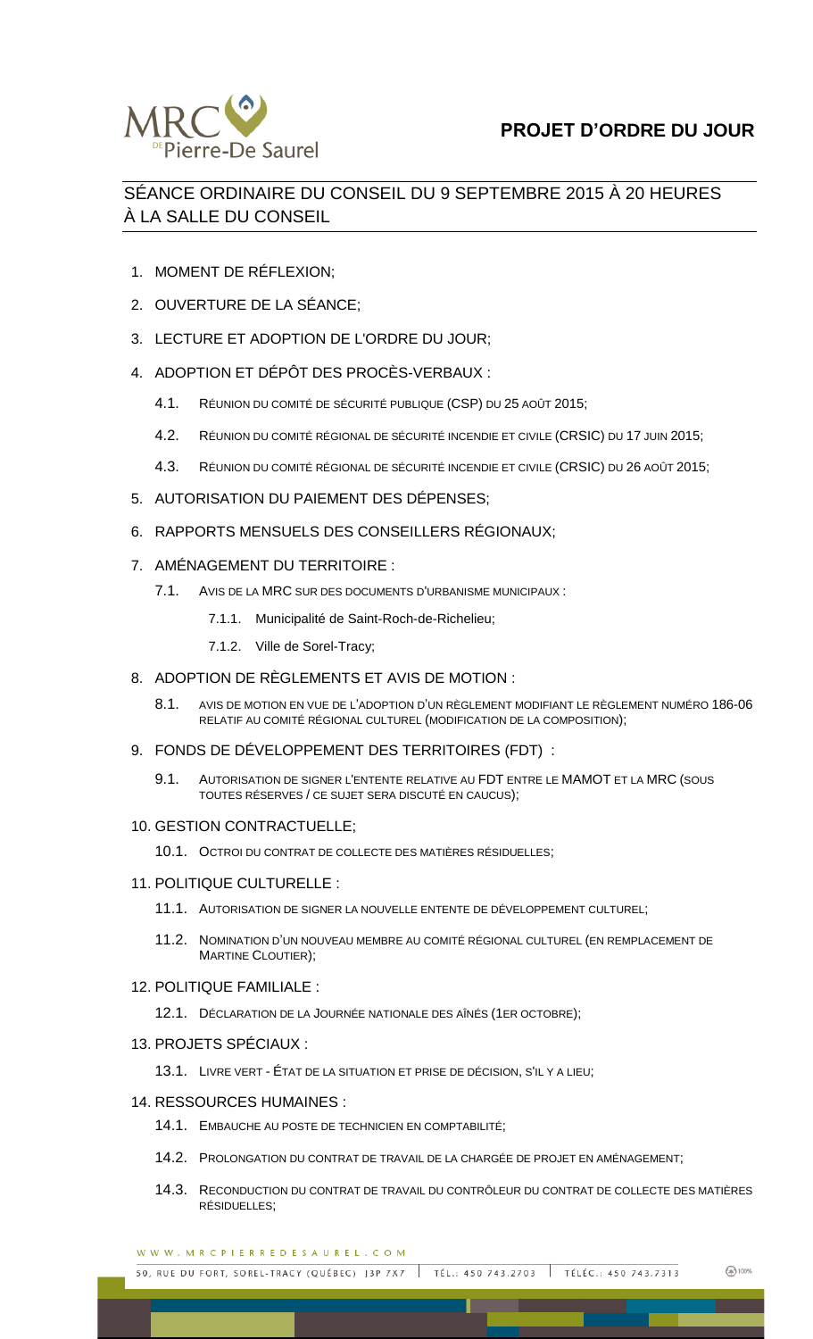# PROJET D'ORDRE DU JOUR

## SÉANCE ORDINAIRE DU CONSEIL DU 9 SEPTEMBRE 2015 À 20 HEURES À LA SALLE DU CONSEIL

1. MOMENT DE RÉFLEXION;
2. OUVERTURE DE LA SÉANCE;
3. LECTURE ET ADOPTION DE L'ORDRE DU JOUR;
4. ADOPTION ET DÉPÔT DES PROCÈS-VERBAUX :
   - 4.1. RÉUNION DU COMITÉ DE SÉCURITÉ PUBLIQUE (CSP) DU 25 AOÛT 2015;
   - 4.2. RÉUNION DU COMITÉ RÉGIONAL DE SÉCURITÉ INCENDIE ET CIVILE (CRSIC) DU 17 JUIN 2015;
   - 4.3. RÉUNION DU COMITÉ RÉGIONAL DE SÉCURITÉ INCENDIE ET CIVILE (CRSIC) DU 26 AOÛT 2015;
5. AUTORISATION DU PAIEMENT DES DÉPENSES;
6. RAPPORTS MENSUELS DES CONSEILLERS RÉGIONAUX;
7. AMÉNAGEMENT DU TERRITOIRE :
   - 7.1. AVIS DE LA MRC SUR DES DOCUMENTS D'URBANISME MUNICIPAUX :
     - 7.1.1. Municipalité de Saint-Roch-de-Richelieu;
     - 7.1.2. Ville de Sorel-Tracy;
8. ADOPTION DE RÈGLEMENTS ET AVIS DE MOTION :
   - 8.1. AVIS DE MOTION EN VUE DE L'ADOPTION D'UN RÈGLEMENT MODIFIANT LE RÈGLEMENT NUMÉRO 186-06 RELATIF AU COMITÉ RÉGIONAL CULTUREL (MODIFICATION DE LA COMPOSITION);
9. FONDS DE DÉVELOPPEMENT DES TERRITOIRES (FDT) :
   - 9.1. AUTORISATION DE SIGNER L'ENTENTE RELATIVE AU FDT ENTRE LE MAMOT ET LA MRC (SOUS TOUTES RÉSERVES / CE SUJET SERA DISCUTÉ EN CAUCUS);
10. GESTION CONTRACTUELLE;
    - 10.1. OCTROI DU CONTRAT DE COLLECTE DES MATIÈRES RÉSIDUELLES;
11. POLITIQUE CULTURELLE :
    - 11.1. AUTORISATION DE SIGNER LA NOUVELLE ENTENTE DE DÉVELOPPEMENT CULTUREL;
    - 11.2. NOMINATION D'UN NOUVEAU MEMBRE AU COMITÉ RÉGIONAL CULTUREL (EN REMPLACEMENT DE MARTINE CLOUTIER);
12. POLITIQUE FAMILIALE :
    - 12.1. DÉCLARATION DE LA JOURNÉE NATIONALE DES AÎNÉS (1ER OCTOBRE);
13. PROJETS SPÉCIAUX :
    - 13.1. LIVRE VERT - ÉTAT DE LA SITUATION ET PRISE DE DÉCISION, S'IL Y A LIEU;
14. RESSOURCES HUMAINES :
    - 14.1. EMBAUCHE AU POSTE DE TECHNICIEN EN COMPTABILITÉ;
    - 14.2. PROLONGATION DU CONTRAT DE TRAVAIL DE LA CHARGÉE DE PROJET EN AMÉNAGEMENT;
    - 14.3. RECONDUCTION DU CONTRAT DE TRAVAIL DU CONTRÔLEUR DU CONTRAT DE COLLECTE DES MATIÈRES RÉSIDUELLES;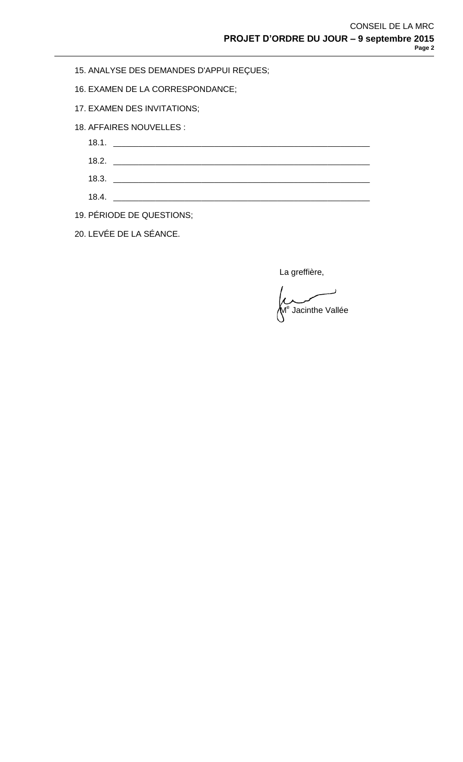15. ANALYSE DES DEMANDES D'APPUI REÇUES;
16. EXAMEN DE LA CORRESPONDANCE;
17. EXAMEN DES INVITATIONS;
18. AFFAIRES NOUVELLES :
    18.1. ______________________________
    18.2. ______________________________
    18.3. ______________________________
    18.4. ______________________________
19. PÉRIODE DE QUESTIONS;
20. LEVÉE DE LA SÉANCE.

La greffière,

M[e] Jacinthe Vallée